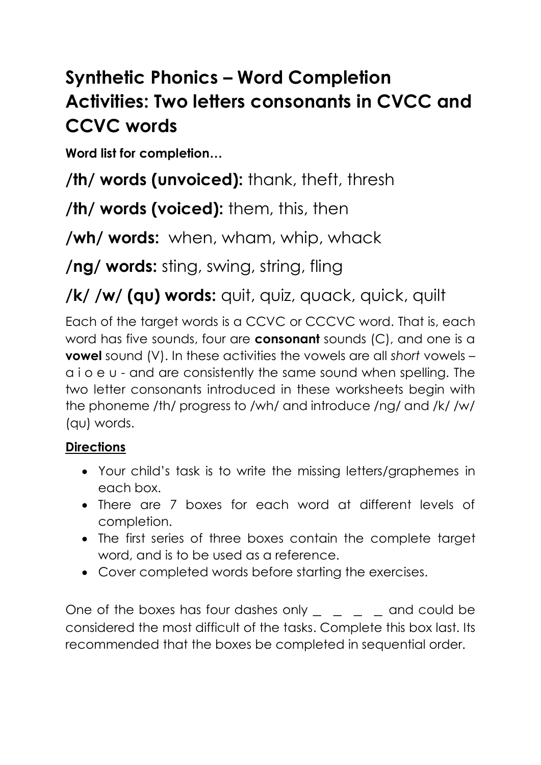# Synthetic Phonics – Word Completion Activities: Two letters consonants in CVCC and CCVC words

**Word list for completion…**

**/th/ words (unvoiced):** thank, theft, thresh

**/th/ words (voiced):** them, this, then

**/wh/ words:** when, wham, whip, whack

**/ng/ words:** sting, swing, string, fling

**/k/ /w/ (qu) words:** quit, quiz, quack, quick, quilt

Each of the target words is a CCVC or CCCVC word. That is, each word has five sounds, four are **consonant** sounds (C), and one is a **vowel** sound (V). In these activities the vowels are all *short* vowels – a i o e u - and are consistently the same sound when spelling. The two letter consonants introduced in these worksheets begin with the phoneme /th/ progress to /wh/ and introduce /ng/ and /k/ /w/ (qu) words.

**Directions**

- Your child's task is to write the missing letters/graphemes in each box.
- There are 7 boxes for each word at different levels of completion.
- The first series of three boxes contain the complete target word, and is to be used as a reference.
- Cover completed words before starting the exercises.

One of the boxes has four dashes only _ _ _ _ and could be considered the most difficult of the tasks. Complete this box last. Its recommended that the boxes be completed in sequential order.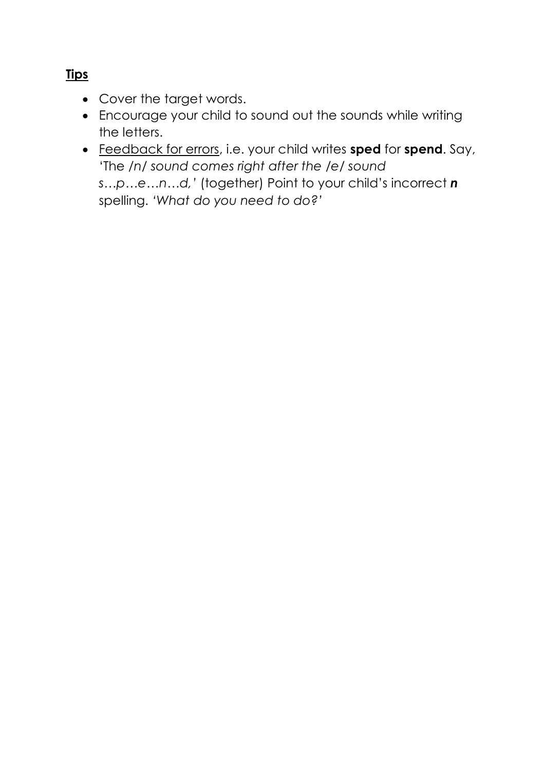**<u>Tips</u>**

- Cover the target words.
- Encourage your child to sound out the sounds while writing the letters.
- <u>Feedback for errors</u>, i.e. your child writes **sped** for **spend**. Say, 'The */n/ sound comes right after the /e/ sound s…p…e…n…d,'* (together) Point to your child's incorrect ***n*** spelling. *'What do you need to do?'*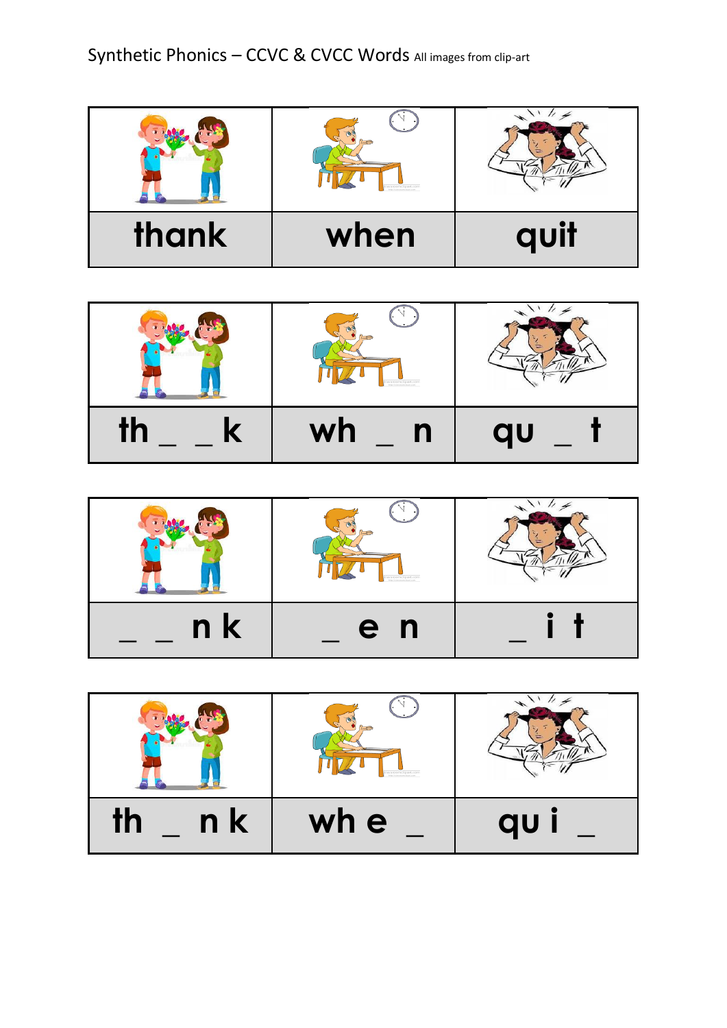Synthetic Phonics – CCVC & CVCC Words All images from clip-art

| thank | when | quit |
|---|---|---|

| th _ _ k | wh _ n | qu _ t |
|---|---|---|

| _ _ n k | _ e n | _ i t |
|---|---|---|

| th _ n k | wh e _ | qu i _ |
|---|---|---|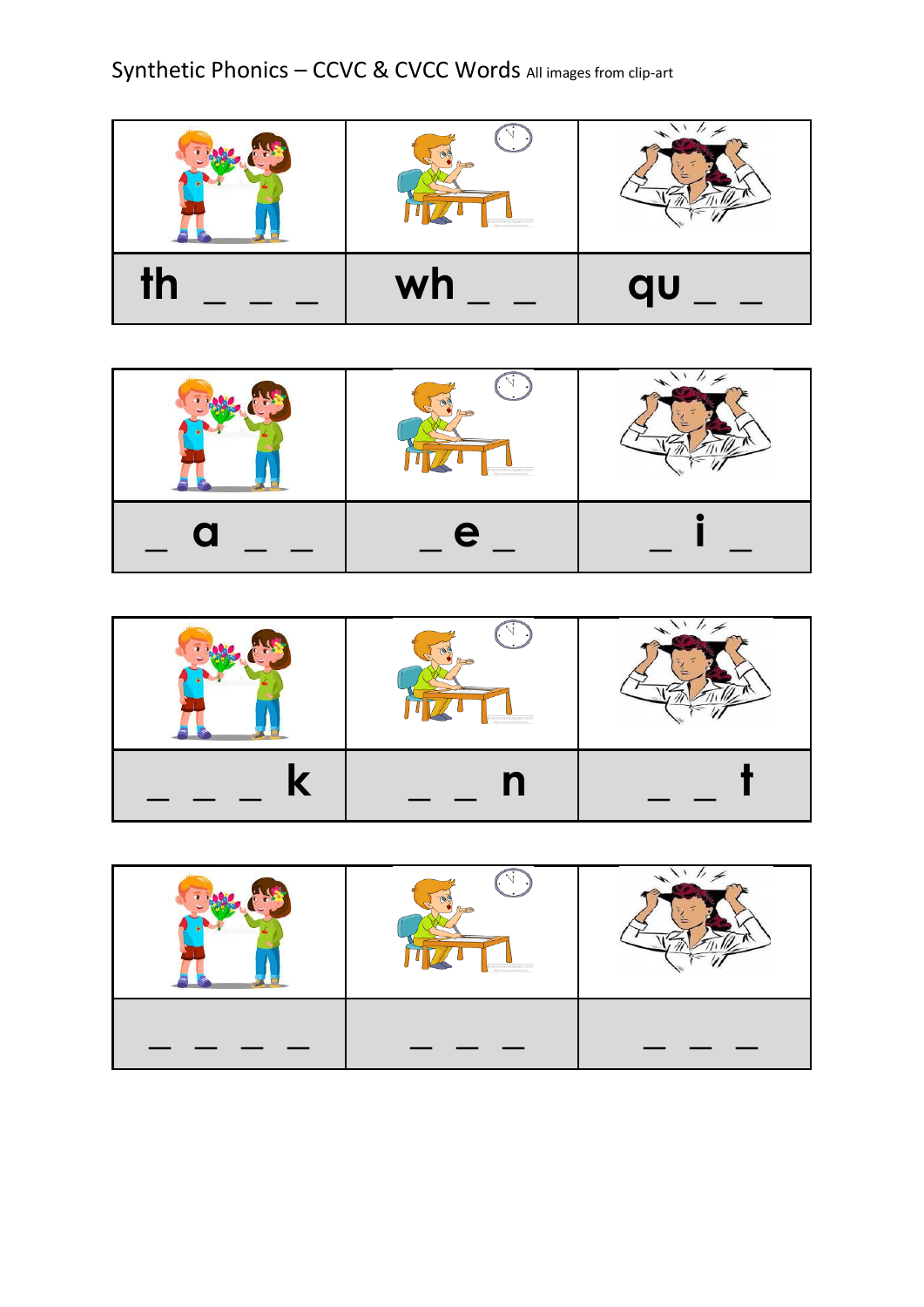Synthetic Phonics – CCVC & CVCC Words All images from clip-art

| | | |
|---|---|---|
| th _ _ _ | wh _ _ | qu _ _ |

| | | |
|---|---|---|
| _ a _ _ | _ e _ | _ i _ |

| | | |
|---|---|---|
| _ _ _ k | _ _ n | _ _ t |

| | | |
|---|---|---|
| _ _ _ _ | _ _ _ | _ _ _ |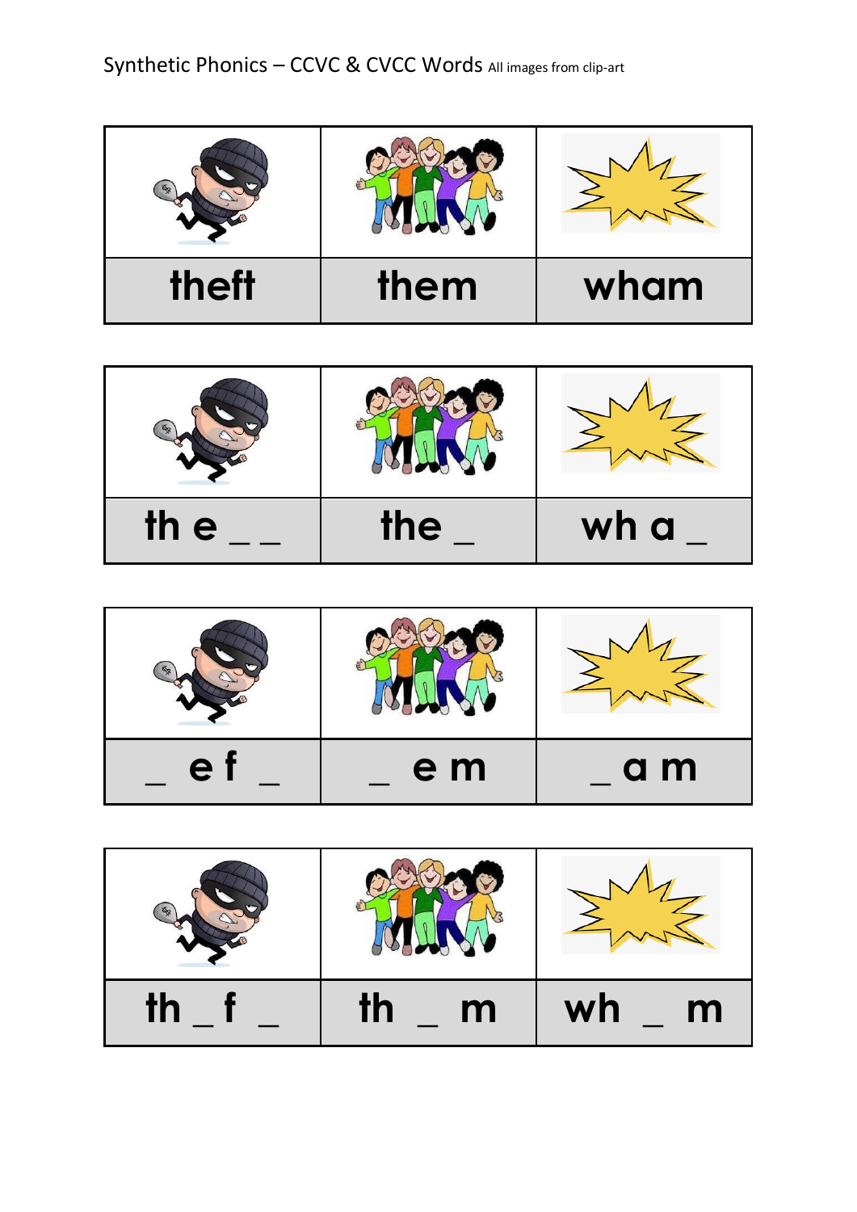Synthetic Phonics – CCVC & CVCC Words All images from clip-art

| theft | them | wham |
|---|---|---|

| th e _ _ | the _ | wh a _ |
|---|---|---|

| _ e f _ | _ e m | _ a m |
|---|---|---|

| th _ f _ | th _ m | wh _ m |
|---|---|---|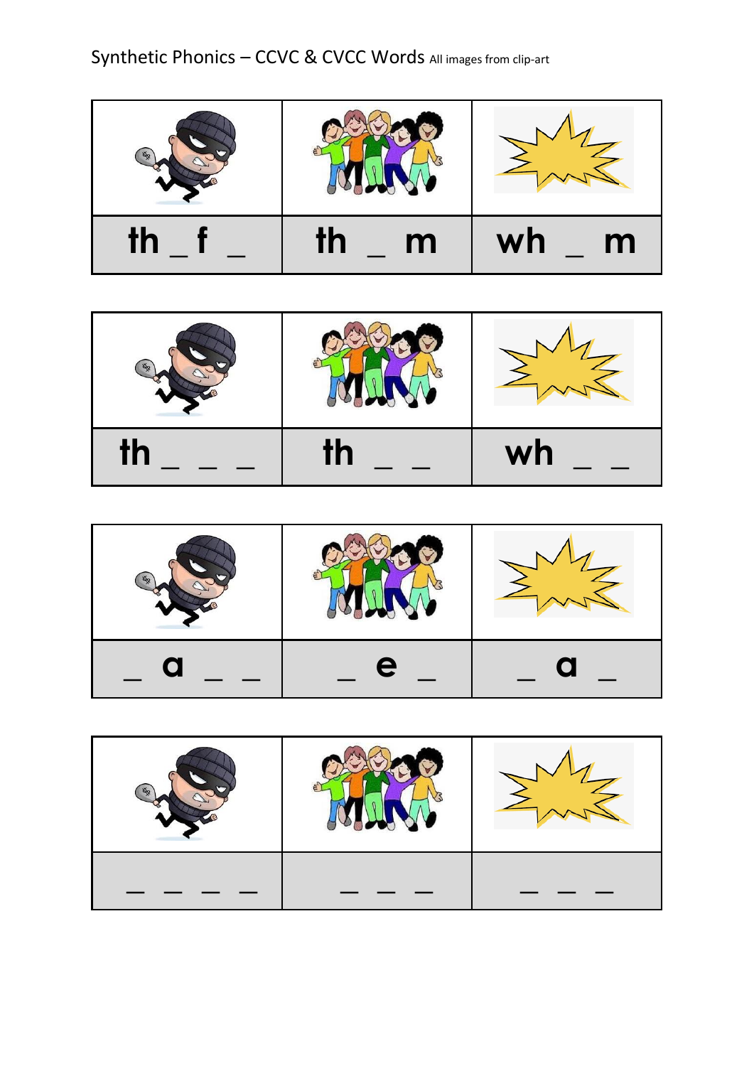Synthetic Phonics – CCVC & CVCC Words All images from clip-art

| | | |
|---|---|---|
| | | |
| th _ f _ | th _ m | wh _ m |

| | | |
|---|---|---|
| | | |
| th _ _ _ | th _ _ | wh _ _ |

| | | |
|---|---|---|
| | | |
| _ a _ _ | _ e _ | _ a _ |

| | | |
|---|---|---|
| | | |
| _ _ _ _ | _ _ _ | _ _ _ |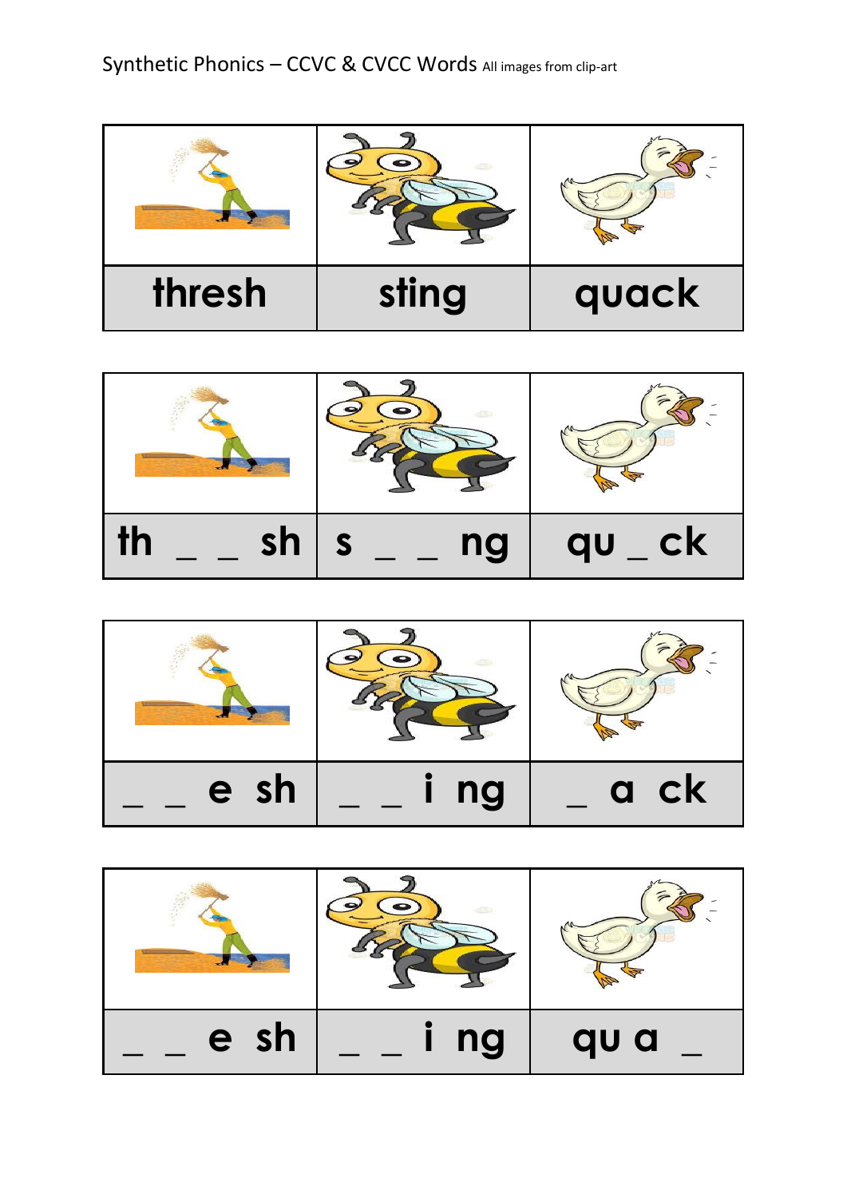Synthetic Phonics – CCVC & CVCC Words All images from clip-art

| | | |
|---|---|---|
| thresh | sting | quack |

| | | |
|---|---|---|
| th _ _ sh | s _ _ ng | qu _ ck |

| | | |
|---|---|---|
| _ _ e sh | _ _ i ng | _ a ck |

| | | |
|---|---|---|
| _ _ e sh | _ _ i ng | qu a _ |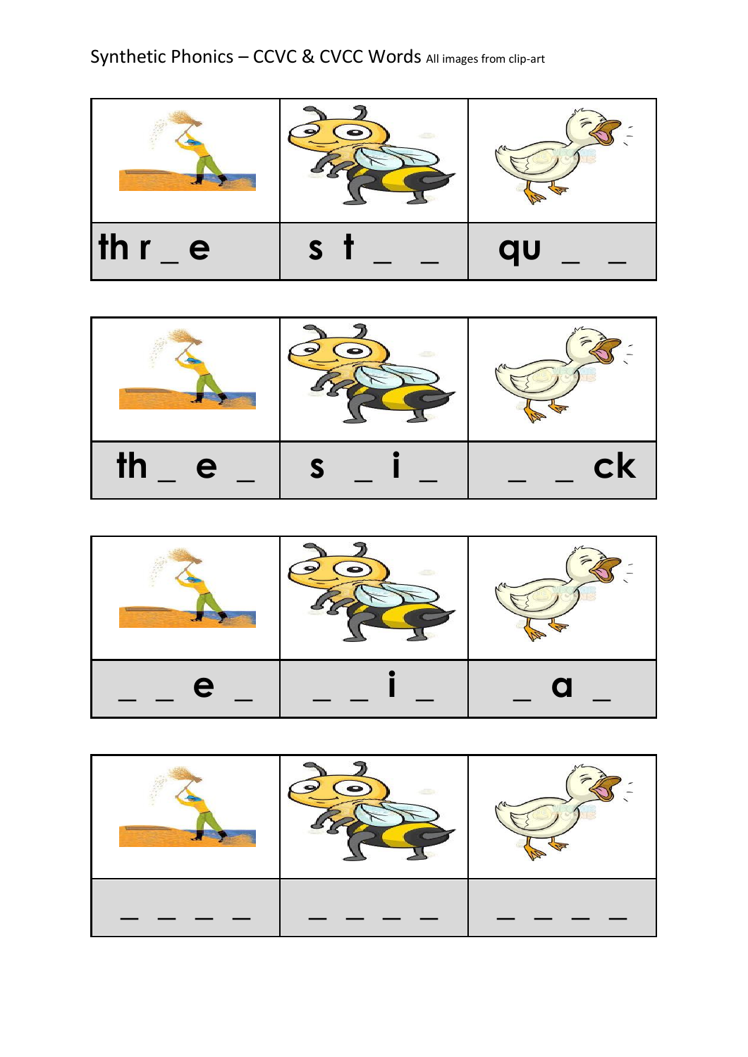Synthetic Phonics – CCVC & CVCC Words All images from clip-art

| | | |
|---|---|---|
| th r _ e | s t _ _ | qu _ _ |

| | | |
|---|---|---|
| th _ e _ | s _ i _ | _ _ ck |

| | | |
|---|---|---|
| _ _ e _ | _ _ i _ | _ a _ |

| | | |
|---|---|---|
| _ _ _ _ | _ _ _ _ | _ _ _ _ |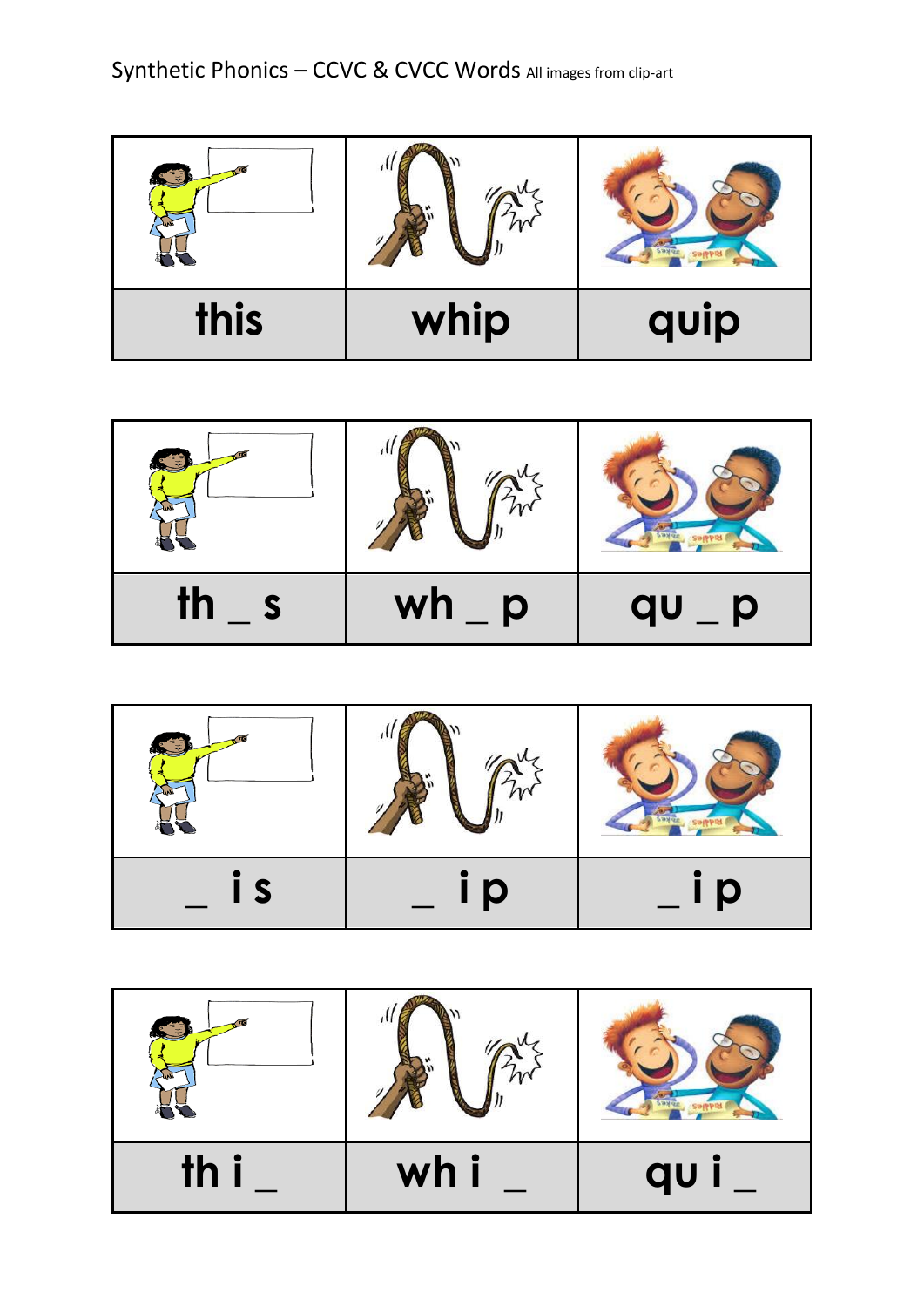Synthetic Phonics – CCVC & CVCC Words All images from clip-art

| | | |
|---|---|---|
| this | whip | quip |

| | | |
|---|---|---|
| th _ s | wh _ p | qu _ p |

| | | |
|---|---|---|
| _ i s | _ i p | _ i p |

| | | |
|---|---|---|
| th i _ | wh i _ | qu i _ |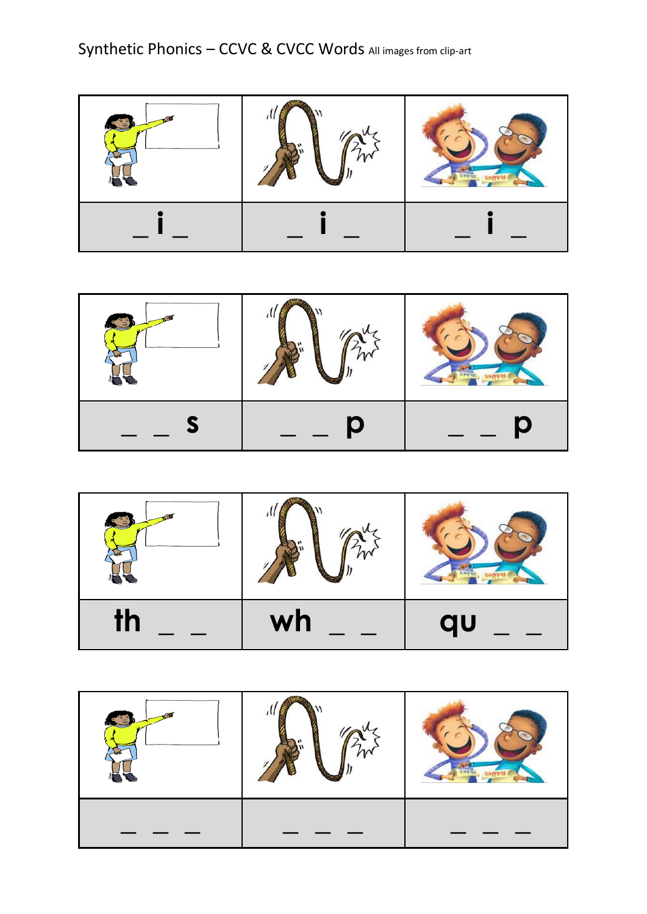Synthetic Phonics – CCVC & CVCC Words All images from clip-art

| | | |
|---|---|---|
| | | |
| _ i _ | _ i _ | _ i _ |

| | | |
|---|---|---|
| | | |
| _ _ s | _ _ p | _ _ p |

| | | |
|---|---|---|
| | | |
| th _ _ | wh _ _ | qu _ _ |

| | | |
|---|---|---|
| | | |
| _ _ _ | _ _ _ | _ _ _ |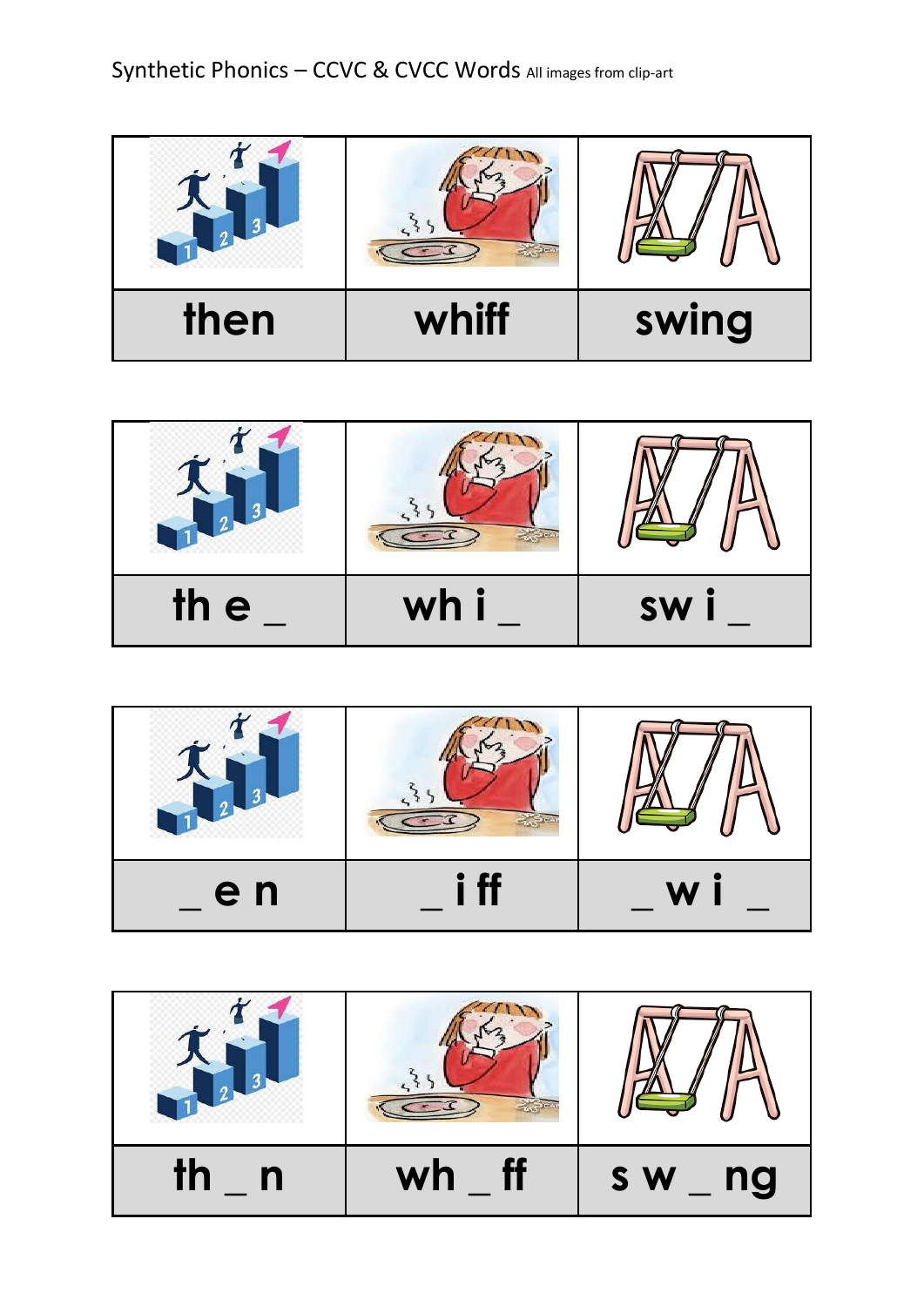Synthetic Phonics – CCVC & CVCC Words All images from clip-art

| then | whiff | swing |
|---|---|---|

| th e _ | wh i _ | sw i _ |
|---|---|---|

| _ e n | _ i ff | _ w i _ |
|---|---|---|

| th _ n | wh _ ff | s w _ ng |
|---|---|---|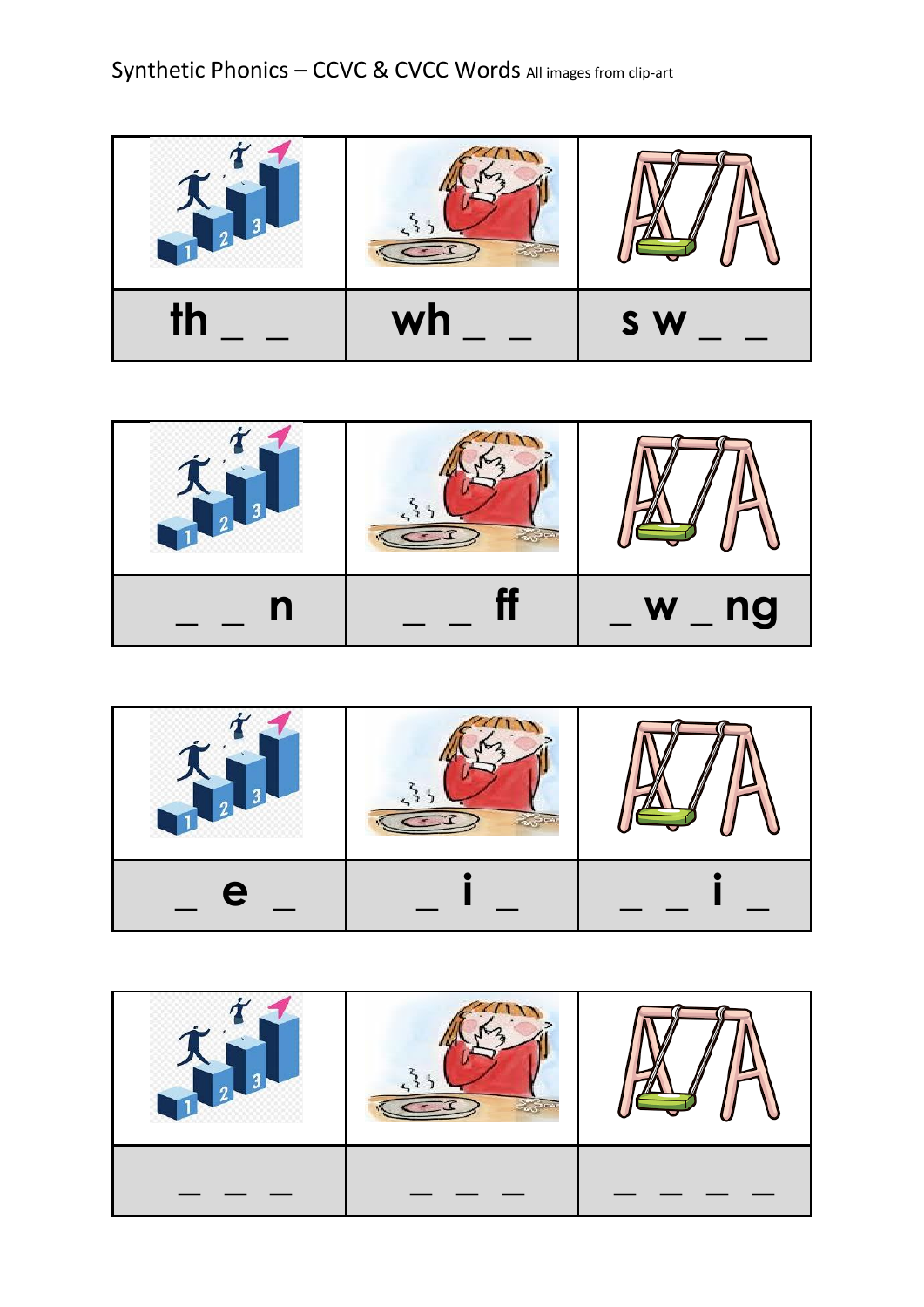Synthetic Phonics – CCVC & CVCC Words All images from clip-art

| | | |
|---|---|---|
| | | |
| th _ _ | wh _ _ | s w _ _ |

| | | |
|---|---|---|
| | | |
| _ _ n | _ _ ff | _ w _ ng |

| | | |
|---|---|---|
| | | |
| _ e _ | _ i _ | _ _ i _ |

| | | |
|---|---|---|
| | | |
| _ _ _ | _ _ _ | _ _ _ _ |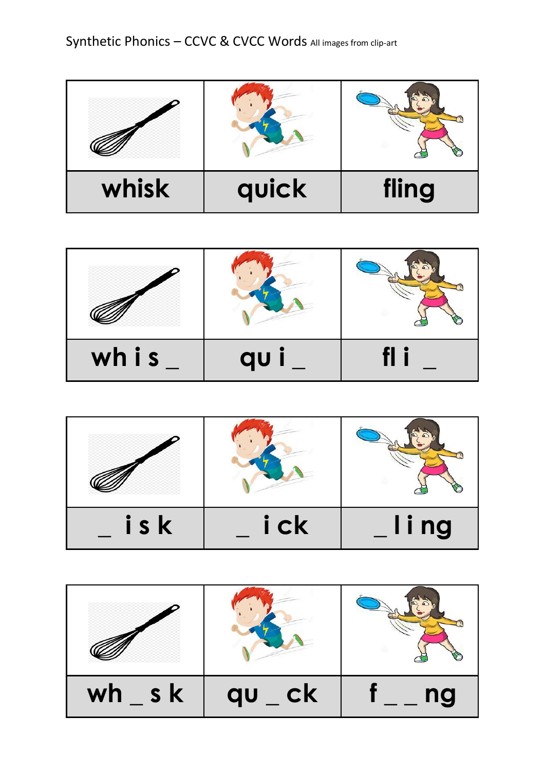Synthetic Phonics – CCVC & CVCC Words All images from clip-art

| whisk | quick | fling |
|---|---|---|

| wh i s _ | qu i _ | fl i _ |
|---|---|---|

| _ i s k | _ i ck | _ l i ng |
|---|---|---|

| wh _ s k | qu _ ck | f _ _ ng |
|---|---|---|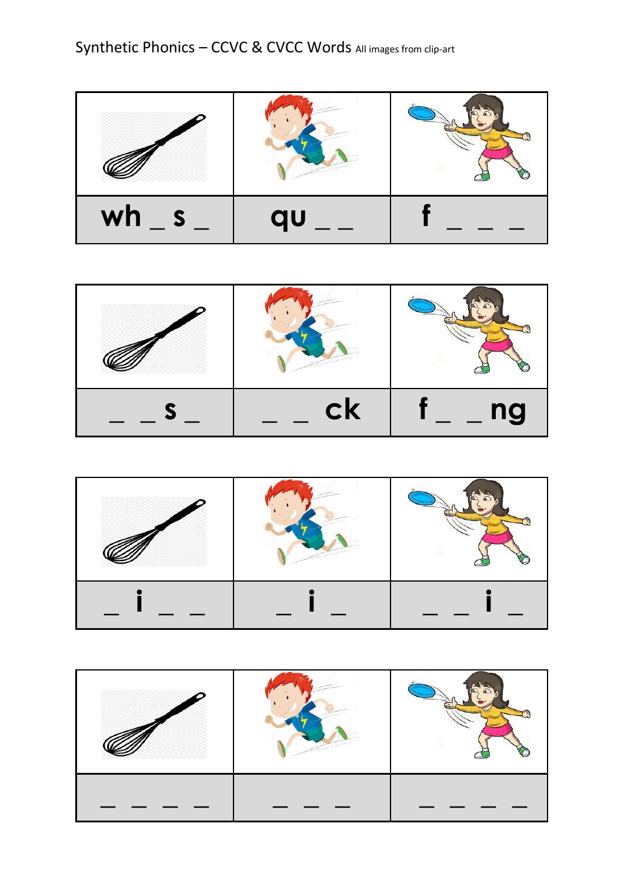Synthetic Phonics – CCVC & CVCC Words All images from clip-art

| | | |
|---|---|---|
| wh _ s _ | qu _ _ | f _ _ _ |

| | | |
|---|---|---|
| _ _ s _ | _ _ ck | f _ _ ng |

| | | |
|---|---|---|
| _ i _ _ | _ i _ | _ _ i _ |

| | | |
|---|---|---|
| _ _ _ _ | _ _ _ | _ _ _ _ |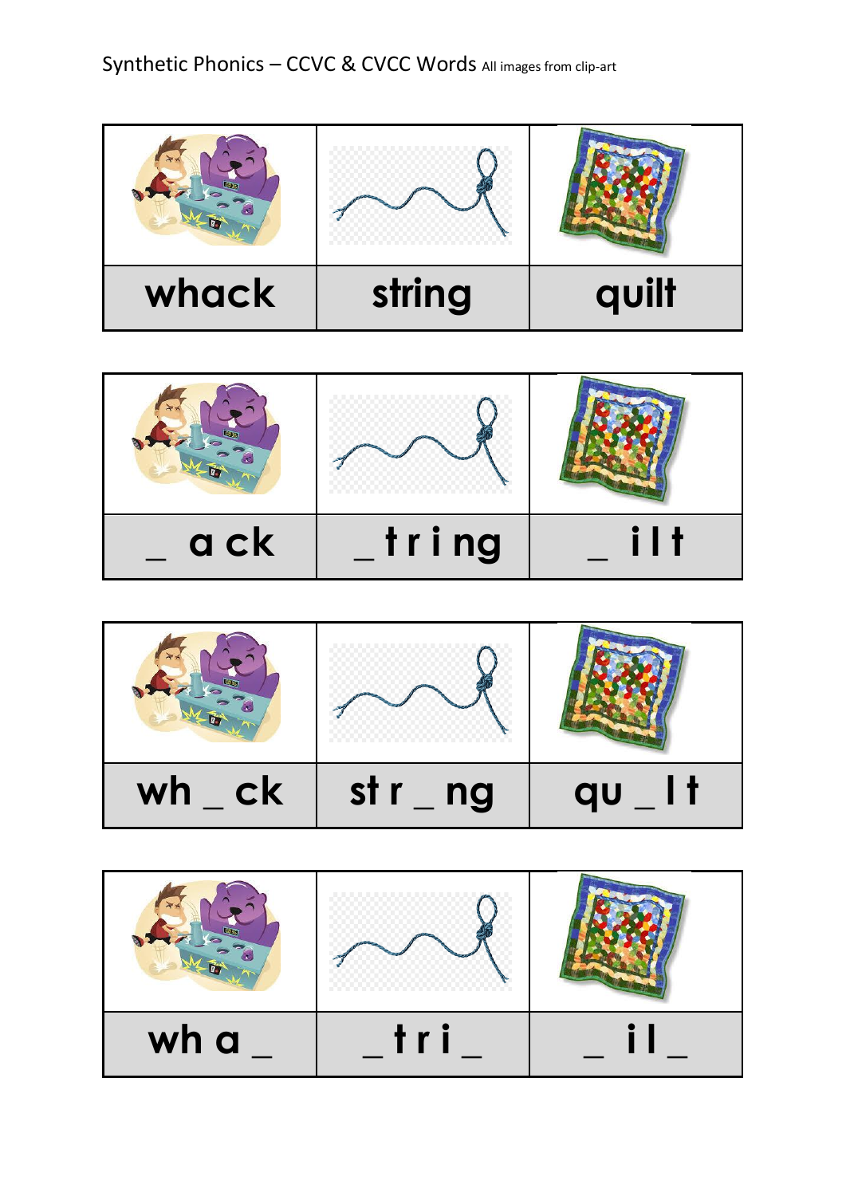Synthetic Phonics – CCVC & CVCC Words All images from clip-art

| | | |
|---|---|---|
| whack | string | quilt |

| | | |
|---|---|---|
| _ a ck | _ t r i ng | _ i l t |

| | | |
|---|---|---|
| wh _ ck | st r _ ng | qu _ l t |

| | | |
|---|---|---|
| wh a _ | _ t r i _ | _ i l _ |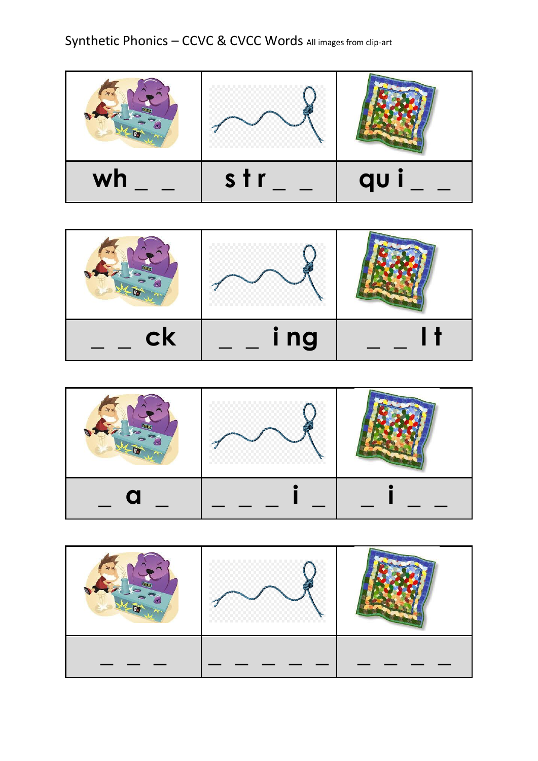Synthetic Phonics – CCVC & CVCC Words All images from clip-art

| | | |
|---|---|---|
| | | |
| wh _ _ | s t r _ _ | qu i _ _ |

| | | |
|---|---|---|
| | | |
| _ _ ck | _ _ i ng | _ _ l t |

| | | |
|---|---|---|
| | | |
| _ a _ | _ _ _ i _ | _ i _ _ |

| | | |
|---|---|---|
| | | |
| _ _ _ | _ _ _ _ _ | _ _ _ _ |